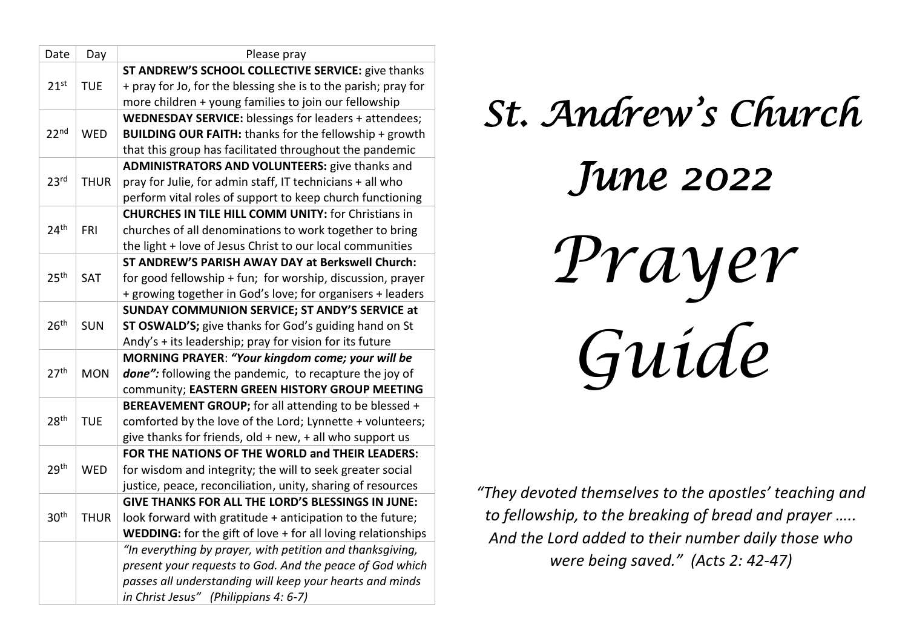| Date | Day | Please pray |
|---|---|---|
| 21st | TUE | **ST ANDREW'S SCHOOL COLLECTIVE SERVICE:** give thanks + pray for Jo, for the blessing she is to the parish; pray for more children + young families to join our fellowship |
| 22nd | WED | **WEDNESDAY SERVICE:** blessings for leaders + attendees; **BUILDING OUR FAITH:** thanks for the fellowship + growth that this group has facilitated throughout the pandemic |
| 23rd | THUR | **ADMINISTRATORS AND VOLUNTEERS:** give thanks and pray for Julie, for admin staff, IT technicians + all who perform vital roles of support to keep church functioning |
| 24th | FRI | **CHURCHES IN TILE HILL COMM UNITY:** for Christians in churches of all denominations to work together to bring the light + love of Jesus Christ to our local communities |
| 25th | SAT | **ST ANDREW'S PARISH AWAY DAY at Berkswell Church:** for good fellowship + fun; for worship, discussion, prayer + growing together in God's love; for organisers + leaders |
| 26th | SUN | **SUNDAY COMMUNION SERVICE; ST ANDY'S SERVICE at ST OSWALD'S;** give thanks for God's guiding hand on St Andy's + its leadership; pray for vision for its future |
| 27th | MON | **MORNING PRAYER**: ***"Your kingdom come; your will be done":*** following the pandemic, to recapture the joy of community; **EASTERN GREEN HISTORY GROUP MEETING** |
| 28th | TUE | **BEREAVEMENT GROUP;** for all attending to be blessed + comforted by the love of the Lord; Lynnette + volunteers; give thanks for friends, old + new, + all who support us |
| 29th | WED | **FOR THE NATIONS OF THE WORLD and THEIR LEADERS:** for wisdom and integrity; the will to seek greater social justice, peace, reconciliation, unity, sharing of resources |
| 30th | THUR | **GIVE THANKS FOR ALL THE LORD'S BLESSINGS IN JUNE:** look forward with gratitude + anticipation to the future; **WEDDING:** for the gift of love + for all loving relationships |
| | | *"In everything by prayer, with petition and thanksgiving, present your requests to God. And the peace of God which passes all understanding will keep your hearts and minds in Christ Jesus" (Philippians 4: 6-7)* |

# St. Andrew's Church

# June 2022

# Prayer Guide

*"They devoted themselves to the apostles' teaching and to fellowship, to the breaking of bread and prayer ….. And the Lord added to their number daily those who were being saved." (Acts 2: 42-47)*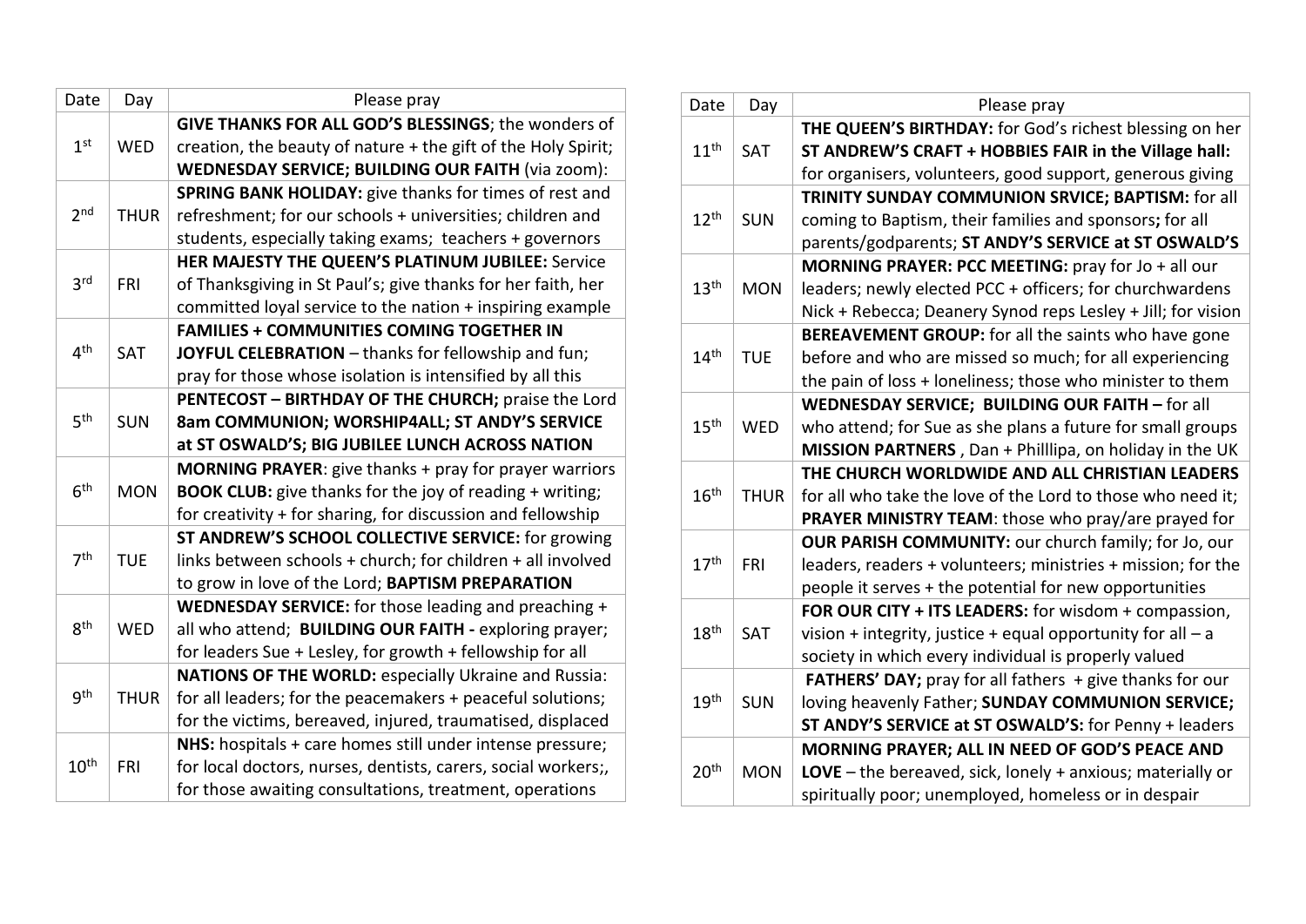| Date | Day | Please pray |
|---|---|---|
| 1st | WED | **GIVE THANKS FOR ALL GOD'S BLESSINGS**; the wonders of creation, the beauty of nature + the gift of the Holy Spirit; **WEDNESDAY SERVICE; BUILDING OUR FAITH** (via zoom): |
| 2nd | THUR | **SPRING BANK HOLIDAY:** give thanks for times of rest and refreshment; for our schools + universities; children and students, especially taking exams; teachers + governors |
| 3rd | FRI | **HER MAJESTY THE QUEEN'S PLATINUM JUBILEE:** Service of Thanksgiving in St Paul's; give thanks for her faith, her committed loyal service to the nation + inspiring example |
| 4th | SAT | **FAMILIES + COMMUNITIES COMING TOGETHER IN JOYFUL CELEBRATION** – thanks for fellowship and fun; pray for those whose isolation is intensified by all this |
| 5th | SUN | **PENTECOST – BIRTHDAY OF THE CHURCH;** praise the Lord **8am COMMUNION; WORSHIP4ALL; ST ANDY'S SERVICE at ST OSWALD'S; BIG JUBILEE LUNCH ACROSS NATION** |
| 6th | MON | **MORNING PRAYER**: give thanks + pray for prayer warriors **BOOK CLUB:** give thanks for the joy of reading + writing; for creativity + for sharing, for discussion and fellowship |
| 7th | TUE | **ST ANDREW'S SCHOOL COLLECTIVE SERVICE:** for growing links between schools + church; for children + all involved to grow in love of the Lord; **BAPTISM PREPARATION** |
| 8th | WED | **WEDNESDAY SERVICE:** for those leading and preaching + all who attend; **BUILDING OUR FAITH -** exploring prayer; for leaders Sue + Lesley, for growth + fellowship for all |
| 9th | THUR | **NATIONS OF THE WORLD:** especially Ukraine and Russia: for all leaders; for the peacemakers + peaceful solutions; for the victims, bereaved, injured, traumatised, displaced |
| 10th | FRI | **NHS:** hospitals + care homes still under intense pressure; for local doctors, nurses, dentists, carers, social workers;, for those awaiting consultations, treatment, operations |

| Date | Day | Please pray |
|---|---|---|
| 11th | SAT | **THE QUEEN'S BIRTHDAY:** for God's richest blessing on her **ST ANDREW'S CRAFT + HOBBIES FAIR in the Village hall:** for organisers, volunteers, good support, generous giving |
| 12th | SUN | **TRINITY SUNDAY COMMUNION SRVICE; BAPTISM:** for all coming to Baptism, their families and sponsors**;** for all parents/godparents; **ST ANDY'S SERVICE at ST OSWALD'S** |
| 13th | MON | **MORNING PRAYER: PCC MEETING:** pray for Jo + all our leaders; newly elected PCC + officers; for churchwardens Nick + Rebecca; Deanery Synod reps Lesley + Jill; for vision |
| 14th | TUE | **BEREAVEMENT GROUP:** for all the saints who have gone before and who are missed so much; for all experiencing the pain of loss + loneliness; those who minister to them |
| 15th | WED | **WEDNESDAY SERVICE; BUILDING OUR FAITH –** for all who attend; for Sue as she plans a future for small groups **MISSION PARTNERS** , Dan + Philllipa, on holiday in the UK |
| 16th | THUR | **THE CHURCH WORLDWIDE AND ALL CHRISTIAN LEADERS** for all who take the love of the Lord to those who need it; **PRAYER MINISTRY TEAM**: those who pray/are prayed for |
| 17th | FRI | **OUR PARISH COMMUNITY:** our church family; for Jo, our leaders, readers + volunteers; ministries + mission; for the people it serves + the potential for new opportunities |
| 18th | SAT | **FOR OUR CITY + ITS LEADERS:** for wisdom + compassion, vision + integrity, justice + equal opportunity for all – a society in which every individual is properly valued |
| 19th | SUN | **FATHERS' DAY;** pray for all fathers + give thanks for our loving heavenly Father; **SUNDAY COMMUNION SERVICE; ST ANDY'S SERVICE at ST OSWALD'S:** for Penny + leaders |
| 20th | MON | **MORNING PRAYER; ALL IN NEED OF GOD'S PEACE AND LOVE** – the bereaved, sick, lonely + anxious; materially or spiritually poor; unemployed, homeless or in despair |